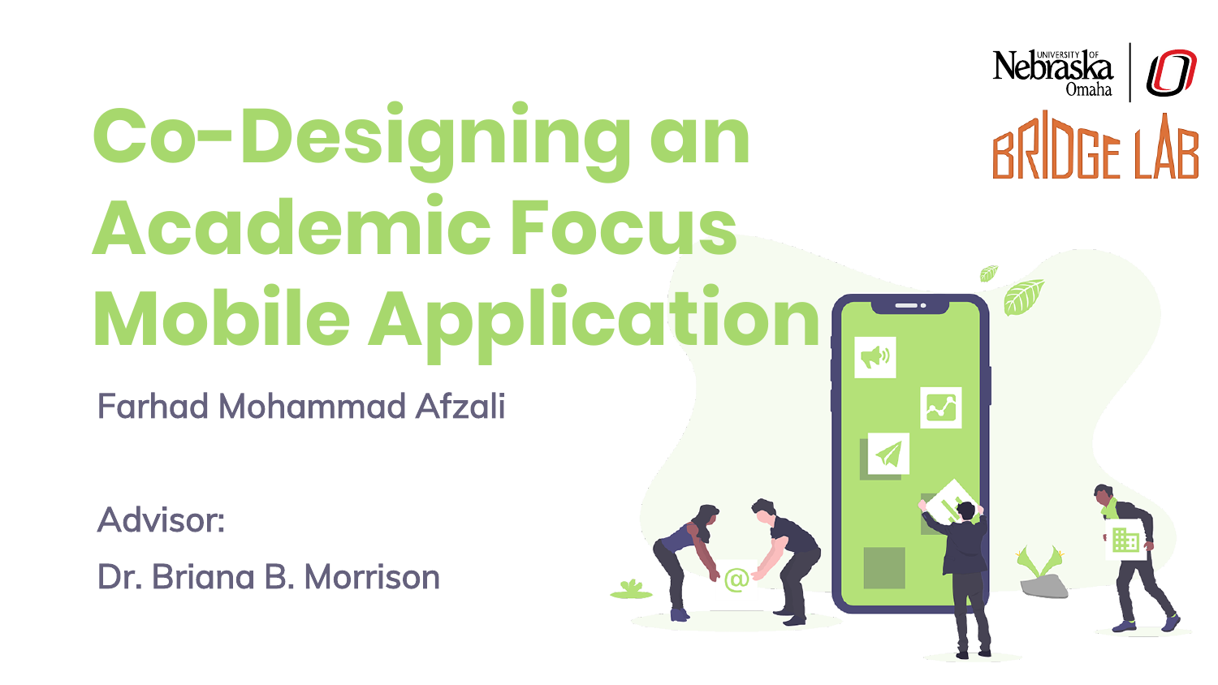# Co-Designing an Academic Focus Mobile Application

Farhad Mohammad Afzali

Advisor:

Dr. Briana B. Morrison

University of Nebraska Omaha

BRIDGE LAB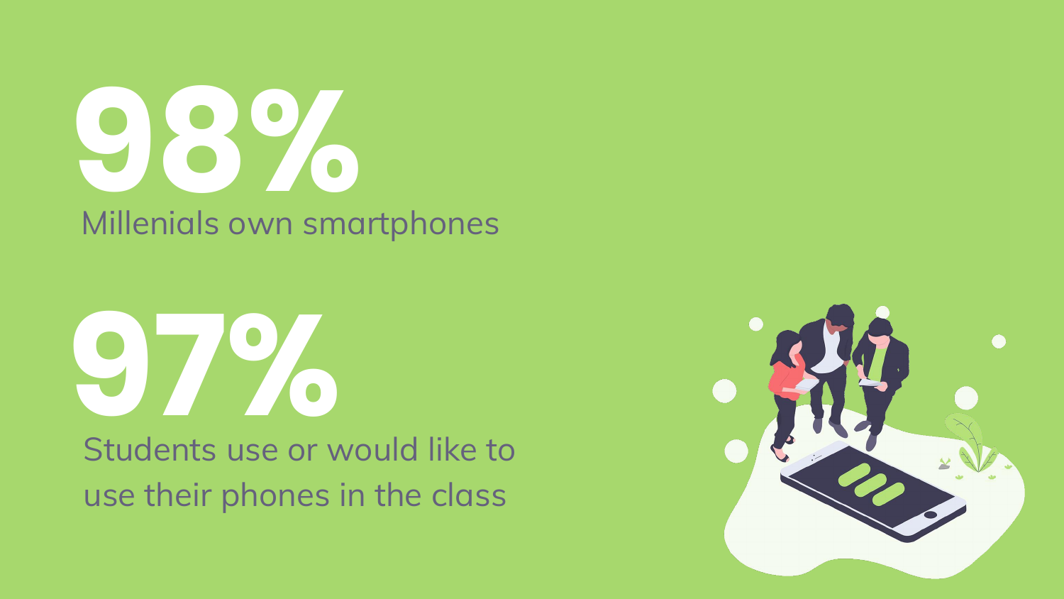# 98%

Millenials own smartphones

# 97%

Students use or would like to use their phones in the class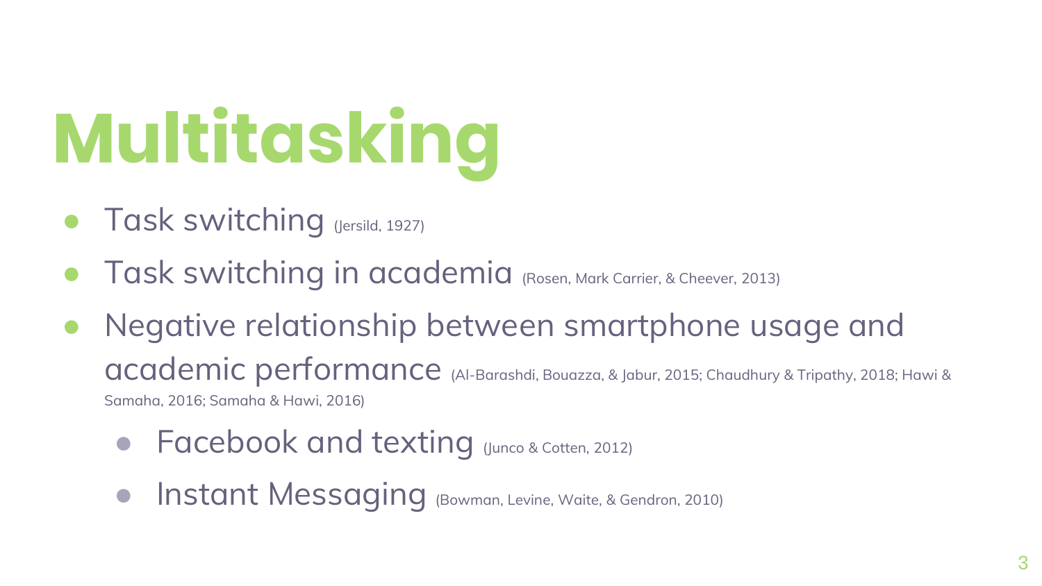# Multitasking

- Task switching (Jersild, 1927)
- Task switching in academia (Rosen, Mark Carrier, & Cheever, 2013)
- Negative relationship between smartphone usage and academic performance (Al-Barashdi, Bouazza, & Jabur, 2015; Chaudhury & Tripathy, 2018; Hawi & Samaha, 2016; Samaha & Hawi, 2016)
  - Facebook and texting (Junco & Cotten, 2012)
  - Instant Messaging (Bowman, Levine, Waite, & Gendron, 2010)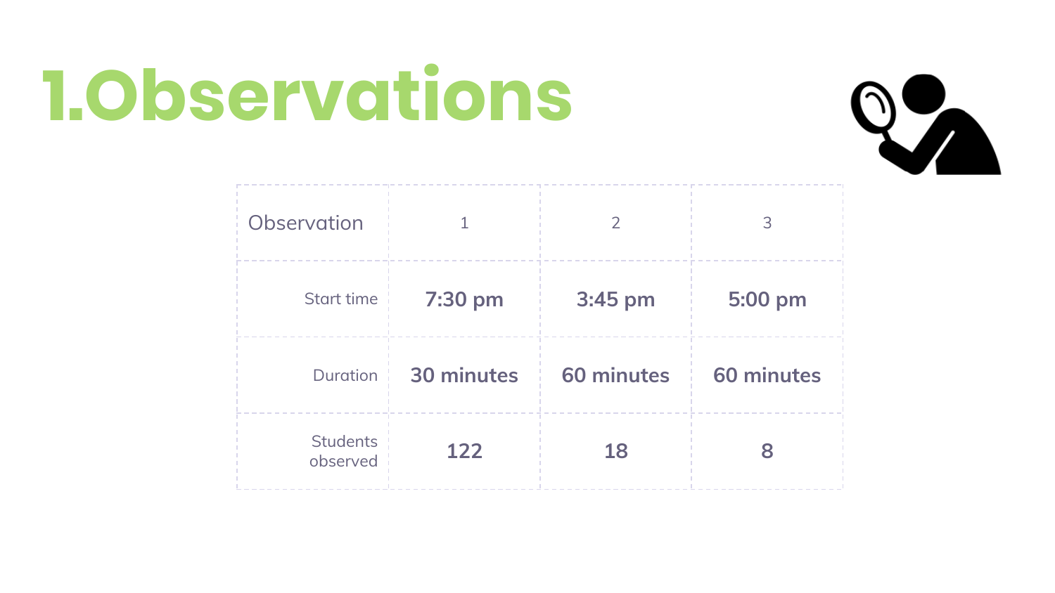# 1.Observations

| Observation | 1 | 2 | 3 |
|---|---|---|---|
| Start time | 7:30 pm | 3:45 pm | 5:00 pm |
| Duration | 30 minutes | 60 minutes | 60 minutes |
| Students observed | 122 | 18 | 8 |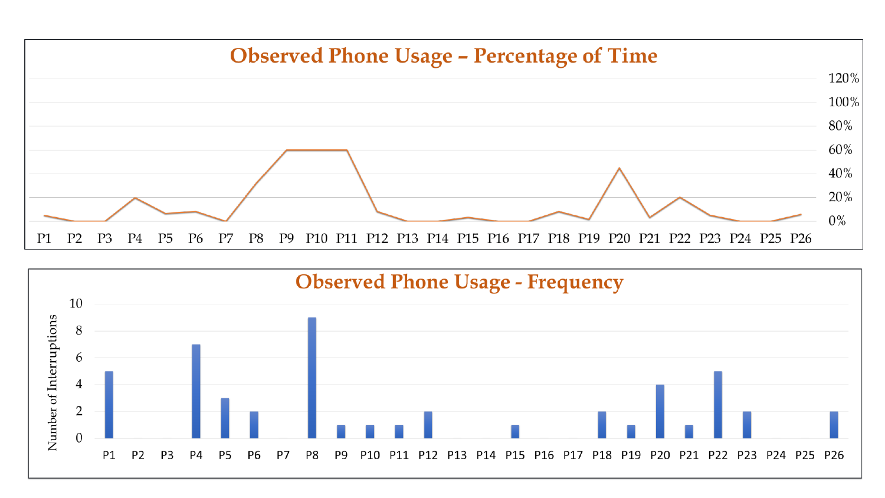## Observed Phone Usage – Percentage of Time

120%
100%
80%
60%
40%
20%
0%

P1 P2 P3 P4 P5 P6 P7 P8 P9 P10 P11 P12 P13 P14 P15 P16 P17 P18 P19 P20 P21 P22 P23 P24 P25 P26

## Observed Phone Usage - Frequency

Number of Interruptions

10
8
6
4
2
0

P1 P2 P3 P4 P5 P6 P7 P8 P9 P10 P11 P12 P13 P14 P15 P16 P17 P18 P19 P20 P21 P22 P23 P24 P25 P26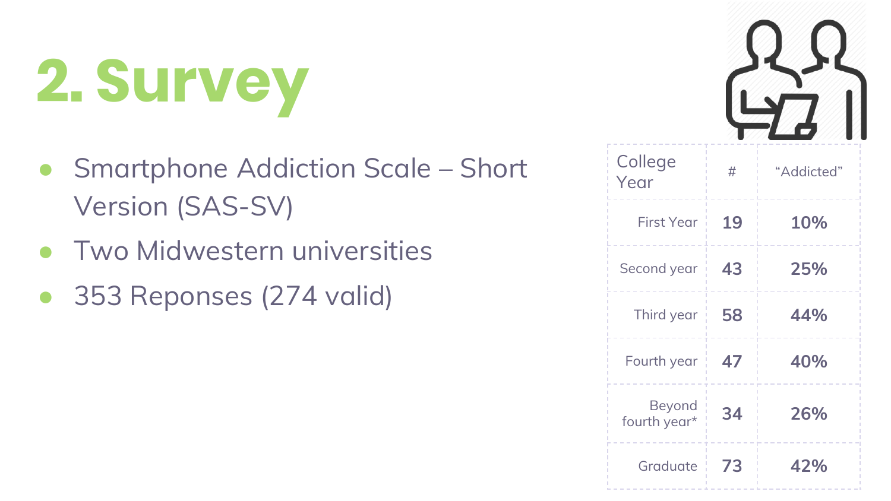# 2. Survey

- Smartphone Addiction Scale – Short Version (SAS-SV)
- Two Midwestern universities
- 353 Reponses (274 valid)

| College Year | # | "Addicted" |
| --- | --- | --- |
| First Year | **19** | **10%** |
| Second year | **43** | **25%** |
| Third year | **58** | **44%** |
| Fourth year | **47** | **40%** |
| Beyond fourth year* | **34** | **26%** |
| Graduate | **73** | **42%** |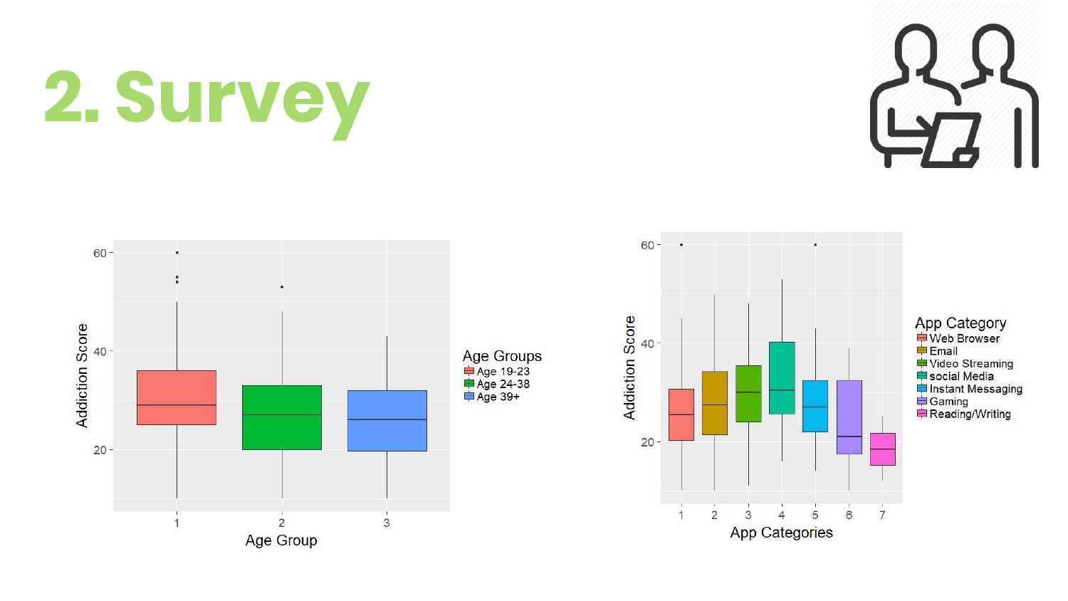# 2. Survey

Addiction Score by Age Group

Age Groups: Age 19-23, Age 24-38, Age 39+

Addiction Score by App Categories

App Category: Web Browser, Email, Video Streaming, social Media, Instant Messaging, Gaming, Reading/Writing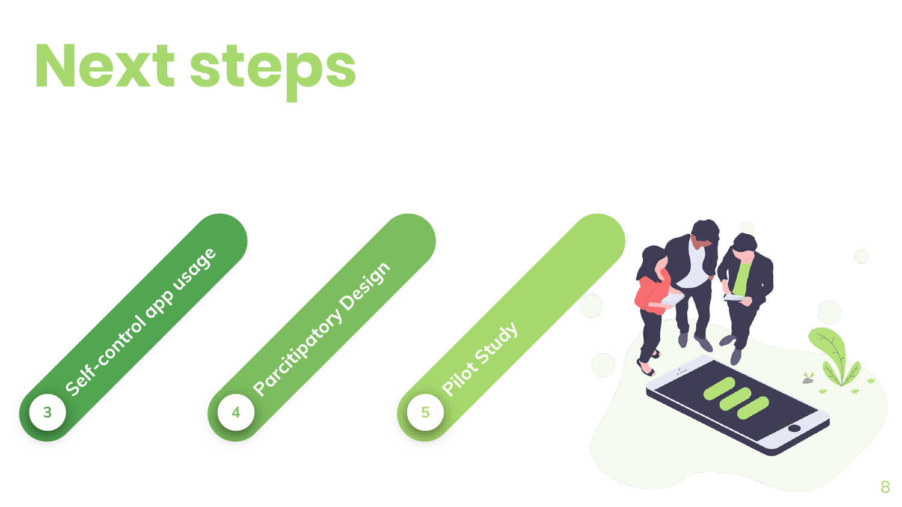# Next steps

3. Self-control app usage
4. Parcitipatory Design
5. Pilot Study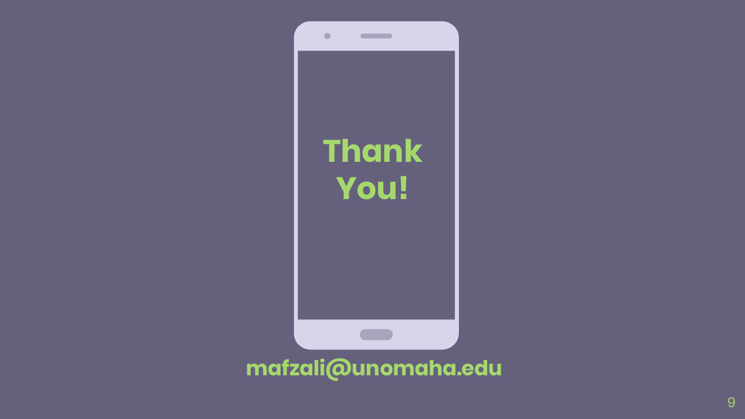# Thank You!

mafzali@unomaha.edu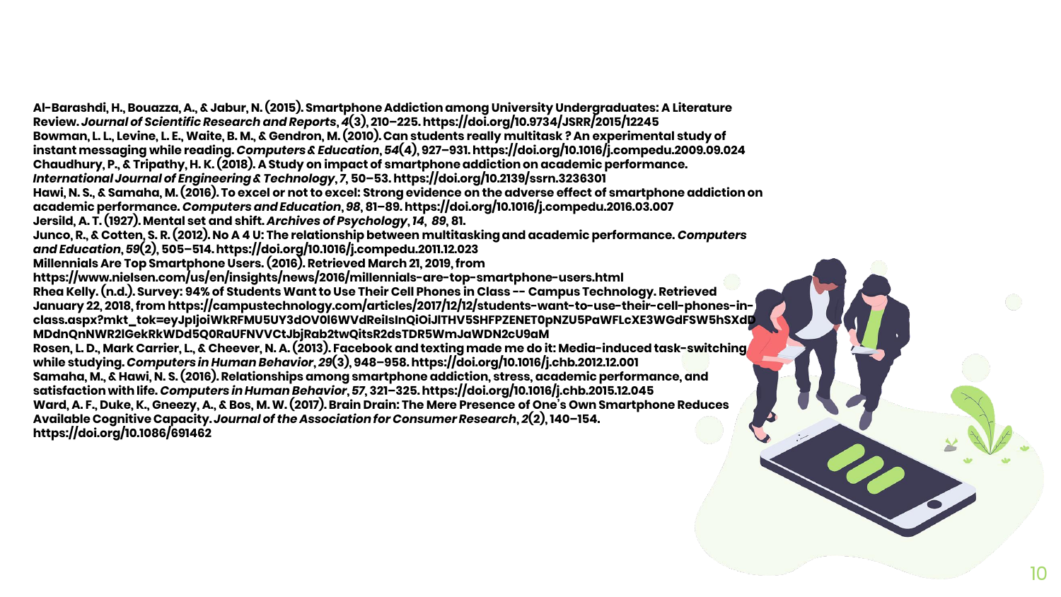Al-Barashdi, H., Bouazza, A., & Jabur, N. (2015). Smartphone Addiction among University Undergraduates: A Literature Review. *Journal of Scientific Research and Reports*, *4*(3), 210–225. https://doi.org/10.9734/JSRR/2015/12245

Bowman, L. L., Levine, L. E., Waite, B. M., & Gendron, M. (2010). Can students really multitask ? An experimental study of instant messaging while reading. *Computers & Education*, *54*(4), 927–931. https://doi.org/10.1016/j.compedu.2009.09.024

Chaudhury, P., & Tripathy, H. K. (2018). A Study on impact of smartphone addiction on academic performance. *International Journal of Engineering & Technology*, *7*, 50–53. https://doi.org/10.2139/ssrn.3236301

Hawi, N. S., & Samaha, M. (2016). To excel or not to excel: Strong evidence on the adverse effect of smartphone addiction on academic performance. *Computers and Education*, *98*, 81–89. https://doi.org/10.1016/j.compedu.2016.03.007

Jersild, A. T. (1927). Mental set and shift. *Archives of Psychology*, *14*, *89*, 81.

Junco, R., & Cotten, S. R. (2012). No A 4 U: The relationship between multitasking and academic performance. *Computers and Education*, *59*(2), 505–514. https://doi.org/10.1016/j.compedu.2011.12.023

Millennials Are Top Smartphone Users. (2016). Retrieved March 21, 2019, from https://www.nielsen.com/us/en/insights/news/2016/millennials-are-top-smartphone-users.html

Rhea Kelly. (n.d.). Survey: 94% of Students Want to Use Their Cell Phones in Class -- Campus Technology. Retrieved January 22, 2018, from https://campustechnology.com/articles/2017/12/12/students-want-to-use-their-cell-phones-in-class.aspx?mkt_tok=eyJpIjoiWkRFMU5UY3dOV0I6WVdReiIsInQiOiJlTHV5SHFPZENET0pNZU5PaWFLcXE3WGdFSW5hSXdDMDdnQnNWR2lGekRkWDd5Q0RaUFNVVCtJbjRab2twQitsR2dsTDR5WmJaWDN2cU9aM

Rosen, L. D., Mark Carrier, L., & Cheever, N. A. (2013). Facebook and texting made me do it: Media-induced task-switching while studying. *Computers in Human Behavior*, *29*(3), 948–958. https://doi.org/10.1016/j.chb.2012.12.001

Samaha, M., & Hawi, N. S. (2016). Relationships among smartphone addiction, stress, academic performance, and satisfaction with life. *Computers in Human Behavior*, *57*, 321–325. https://doi.org/10.1016/j.chb.2015.12.045

Ward, A. F., Duke, K., Gneezy, A., & Bos, M. W. (2017). Brain Drain: The Mere Presence of One's Own Smartphone Reduces Available Cognitive Capacity. *Journal of the Association for Consumer Research*, *2*(2), 140–154. https://doi.org/10.1086/691462